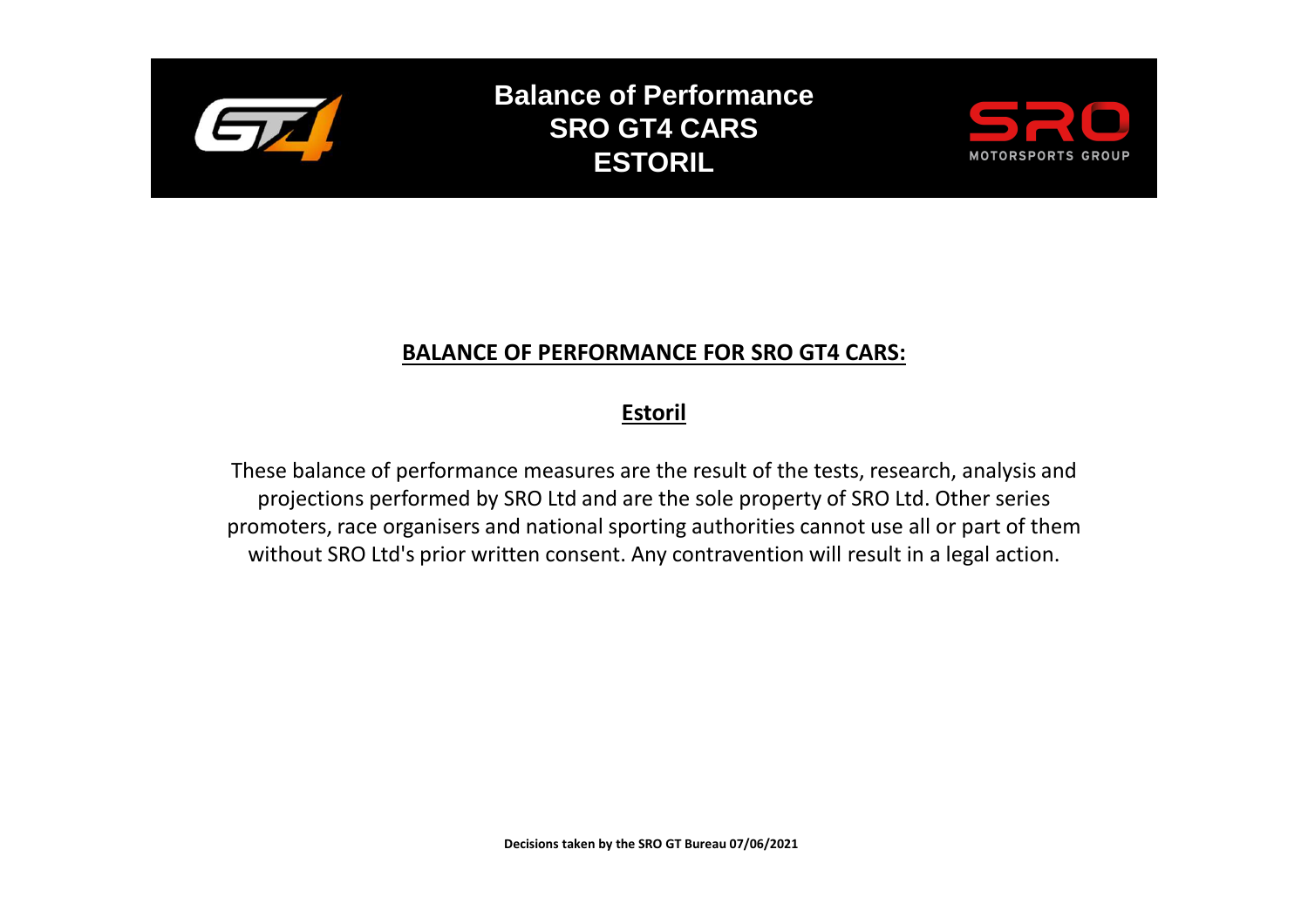# Balance of Performance
# SRO GT4 CARS
# ESTORIL

## BALANCE OF PERFORMANCE FOR SRO GT4 CARS:

## Estoril

These balance of performance measures are the result of the tests, research, analysis and projections performed by SRO Ltd and are the sole property of SRO Ltd. Other series promoters, race organisers and national sporting authorities cannot use all or part of them without SRO Ltd's prior written consent. Any contravention will result in a legal action.

**Decisions taken by the SRO GT Bureau 07/06/2021**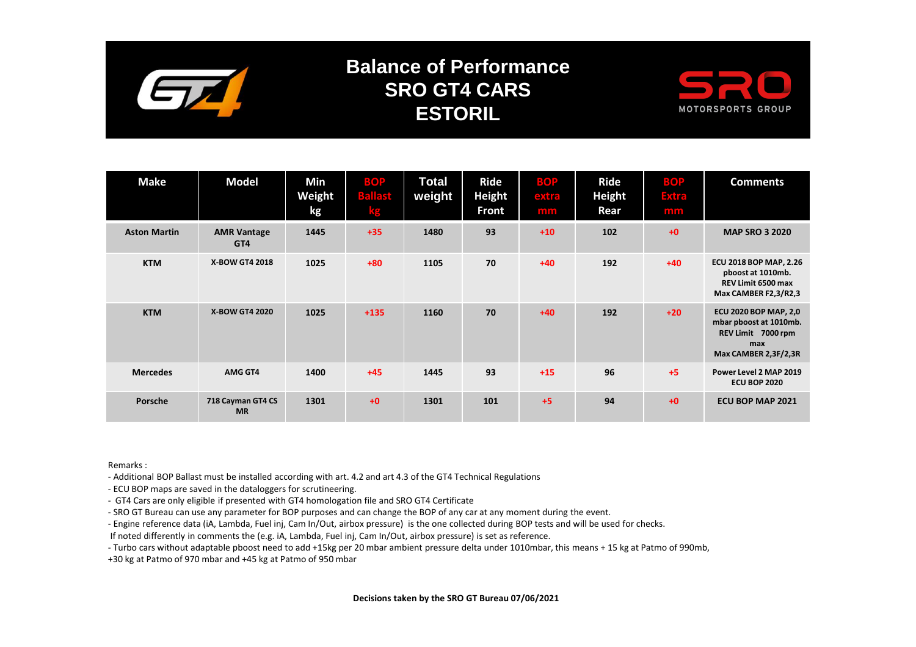# Balance of Performance
# SRO GT4 CARS
# ESTORIL

| Make | Model | Min Weight kg | BOP Ballast kg | Total weight | Ride Height Front | BOP extra mm | Ride Height Rear | BOP Extra mm | Comments |
|---|---|---|---|---|---|---|---|---|---|
| Aston Martin | AMR Vantage GT4 | 1445 | +35 | 1480 | 93 | +10 | 102 | +0 | MAP SRO 3 2020 |
| KTM | X-BOW GT4 2018 | 1025 | +80 | 1105 | 70 | +40 | 192 | +40 | ECU 2018 BOP MAP, 2.26 pboost at 1010mb. REV Limit 6500 max Max CAMBER F2,3/R2,3 |
| KTM | X-BOW GT4 2020 | 1025 | +135 | 1160 | 70 | +40 | 192 | +20 | ECU 2020 BOP MAP, 2,0 mbar pboost at 1010mb. REV Limit 7000 rpm max Max CAMBER 2,3F/2,3R |
| Mercedes | AMG GT4 | 1400 | +45 | 1445 | 93 | +15 | 96 | +5 | Power Level 2 MAP 2019 ECU BOP 2020 |
| Porsche | 718 Cayman GT4 CS MR | 1301 | +0 | 1301 | 101 | +5 | 94 | +0 | ECU BOP MAP 2021 |

Remarks :

- Additional BOP Ballast must be installed according with art. 4.2 and art 4.3 of the GT4 Technical Regulations
- ECU BOP maps are saved in the dataloggers for scrutineering.
- GT4 Cars are only eligible if presented with GT4 homologation file and SRO GT4 Certificate
- SRO GT Bureau can use any parameter for BOP purposes and can change the BOP of any car at any moment during the event.
- Engine reference data (iA, Lambda, Fuel inj, Cam In/Out, airbox pressure) is the one collected during BOP tests and will be used for checks.
 If noted differently in comments the (e.g. iA, Lambda, Fuel inj, Cam In/Out, airbox pressure) is set as reference.
- Turbo cars without adaptable pboost need to add +15kg per 20 mbar ambient pressure delta under 1010mbar, this means + 15 kg at Patmo of 990mb, +30 kg at Patmo of 970 mbar and +45 kg at Patmo of 950 mbar

**Decisions taken by the SRO GT Bureau 07/06/2021**